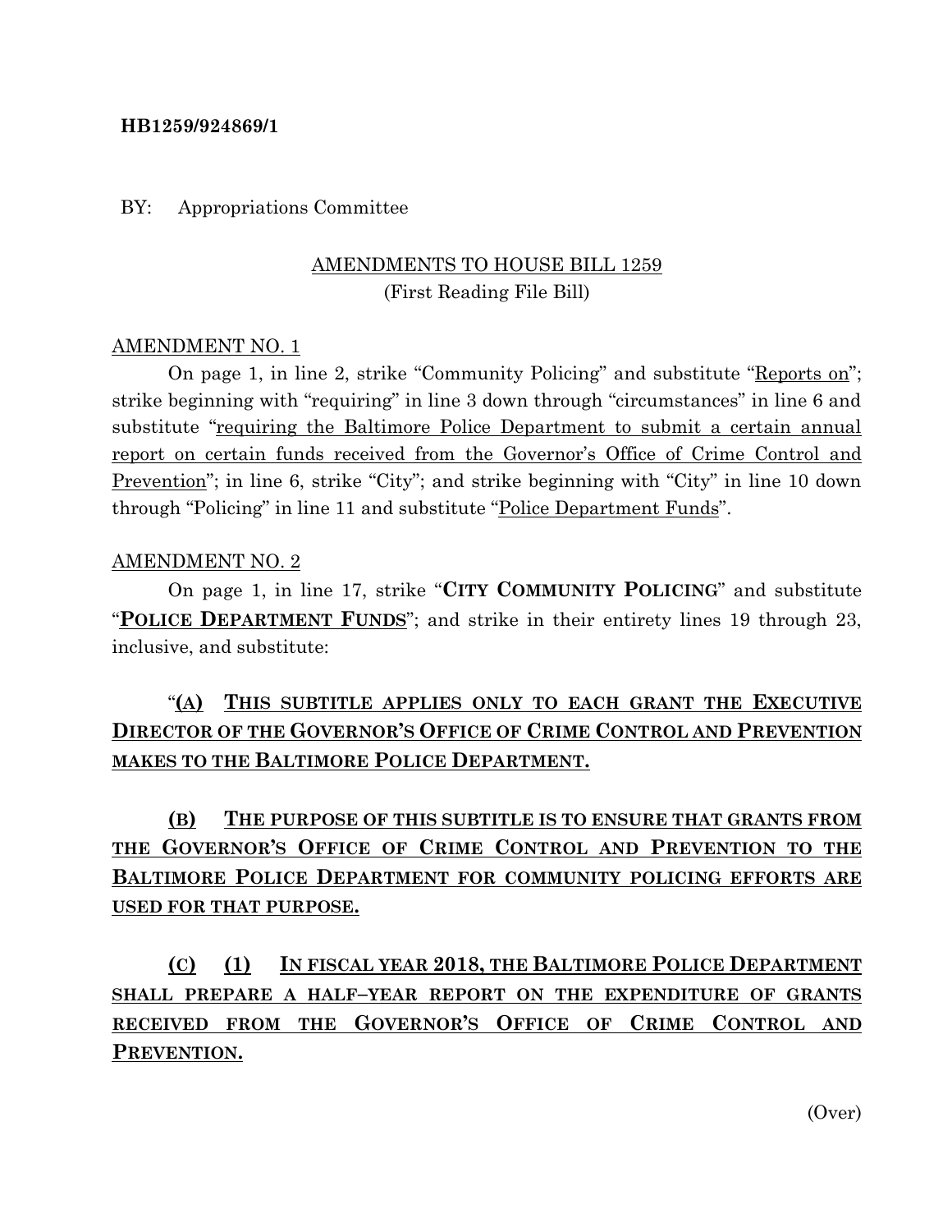**HB1259/924869/1**

BY: Appropriations Committee

AMENDMENTS TO HOUSE BILL 1259
(First Reading File Bill)

AMENDMENT NO. 1

On page 1, in line 2, strike "Community Policing" and substitute "Reports on"; strike beginning with "requiring" in line 3 down through "circumstances" in line 6 and substitute "requiring the Baltimore Police Department to submit a certain annual report on certain funds received from the Governor's Office of Crime Control and Prevention"; in line 6, strike "City"; and strike beginning with "City" in line 10 down through "Policing" in line 11 and substitute "Police Department Funds".

AMENDMENT NO. 2

On page 1, in line 17, strike "**CITY COMMUNITY POLICING**" and substitute "**POLICE DEPARTMENT FUNDS**"; and strike in their entirety lines 19 through 23, inclusive, and substitute:

"**(A) THIS SUBTITLE APPLIES ONLY TO EACH GRANT THE EXECUTIVE DIRECTOR OF THE GOVERNOR'S OFFICE OF CRIME CONTROL AND PREVENTION MAKES TO THE BALTIMORE POLICE DEPARTMENT.**

**(B) THE PURPOSE OF THIS SUBTITLE IS TO ENSURE THAT GRANTS FROM THE GOVERNOR'S OFFICE OF CRIME CONTROL AND PREVENTION TO THE BALTIMORE POLICE DEPARTMENT FOR COMMUNITY POLICING EFFORTS ARE USED FOR THAT PURPOSE.**

**(C) (1) IN FISCAL YEAR 2018, THE BALTIMORE POLICE DEPARTMENT SHALL PREPARE A HALF–YEAR REPORT ON THE EXPENDITURE OF GRANTS RECEIVED FROM THE GOVERNOR'S OFFICE OF CRIME CONTROL AND PREVENTION.**

(Over)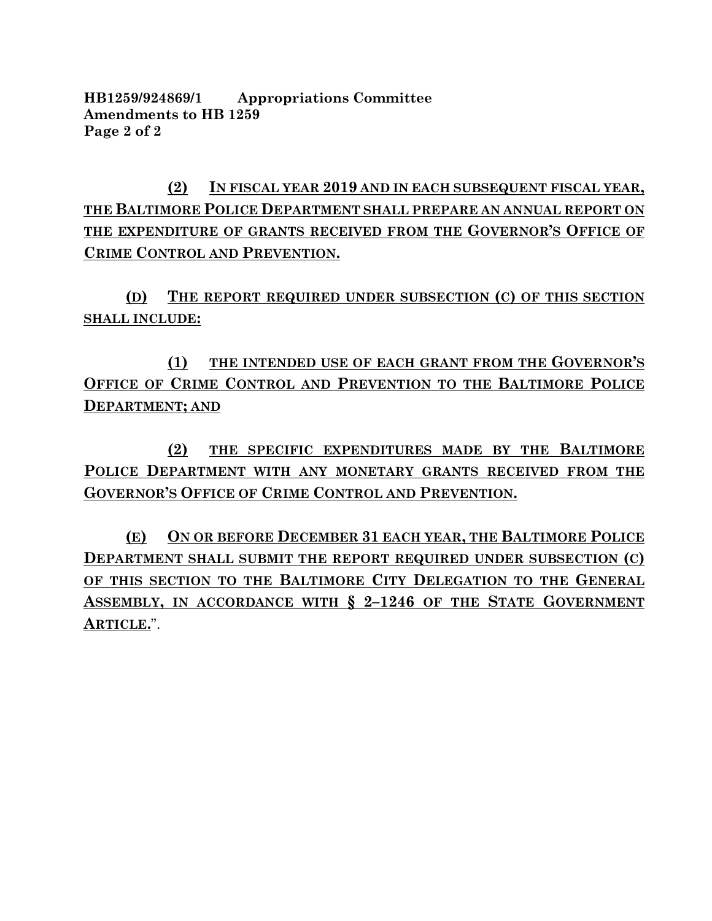(2) IN FISCAL YEAR 2019 AND IN EACH SUBSEQUENT FISCAL YEAR, THE BALTIMORE POLICE DEPARTMENT SHALL PREPARE AN ANNUAL REPORT ON THE EXPENDITURE OF GRANTS RECEIVED FROM THE GOVERNOR'S OFFICE OF CRIME CONTROL AND PREVENTION.

(D) THE REPORT REQUIRED UNDER SUBSECTION (C) OF THIS SECTION SHALL INCLUDE:

(1) THE INTENDED USE OF EACH GRANT FROM THE GOVERNOR'S OFFICE OF CRIME CONTROL AND PREVENTION TO THE BALTIMORE POLICE DEPARTMENT; AND

(2) THE SPECIFIC EXPENDITURES MADE BY THE BALTIMORE POLICE DEPARTMENT WITH ANY MONETARY GRANTS RECEIVED FROM THE GOVERNOR'S OFFICE OF CRIME CONTROL AND PREVENTION.

(E) ON OR BEFORE DECEMBER 31 EACH YEAR, THE BALTIMORE POLICE DEPARTMENT SHALL SUBMIT THE REPORT REQUIRED UNDER SUBSECTION (C) OF THIS SECTION TO THE BALTIMORE CITY DELEGATION TO THE GENERAL ASSEMBLY, IN ACCORDANCE WITH § 2–1246 OF THE STATE GOVERNMENT ARTICLE.".